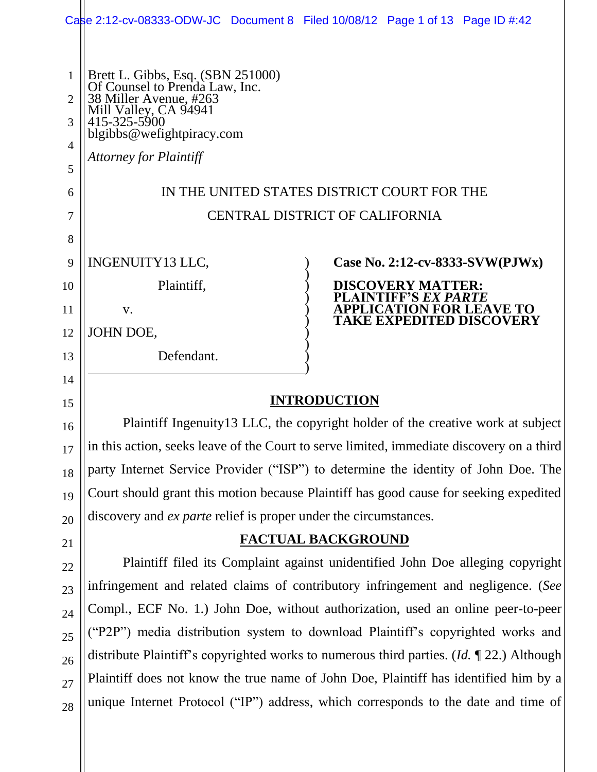Brett L. Gibbs, Esq. (SBN 251000)
Of Counsel to Prenda Law, Inc.
38 Miller Avenue, #263
Mill Valley, CA 94941
415-325-5900
blgibbs@wefightpiracy.com

*Attorney for Plaintiff*

IN THE UNITED STATES DISTRICT COURT FOR THE
CENTRAL DISTRICT OF CALIFORNIA

INGENUITY13 LLC,

Plaintiff,

v.

JOHN DOE,

Defendant.

**Case No. 2:12-cv-8333-SVW(PJWx)**

**DISCOVERY MATTER: PLAINTIFF'S *EX PARTE* APPLICATION FOR LEAVE TO TAKE EXPEDITED DISCOVERY**

## INTRODUCTION

Plaintiff Ingenuity13 LLC, the copyright holder of the creative work at subject in this action, seeks leave of the Court to serve limited, immediate discovery on a third party Internet Service Provider ("ISP") to determine the identity of John Doe. The Court should grant this motion because Plaintiff has good cause for seeking expedited discovery and *ex parte* relief is proper under the circumstances.

## FACTUAL BACKGROUND

Plaintiff filed its Complaint against unidentified John Doe alleging copyright infringement and related claims of contributory infringement and negligence. (*See* Compl., ECF No. 1.) John Doe, without authorization, used an online peer-to-peer ("P2P") media distribution system to download Plaintiff's copyrighted works and distribute Plaintiff's copyrighted works to numerous third parties. (*Id.* ¶ 22.) Although Plaintiff does not know the true name of John Doe, Plaintiff has identified him by a unique Internet Protocol ("IP") address, which corresponds to the date and time of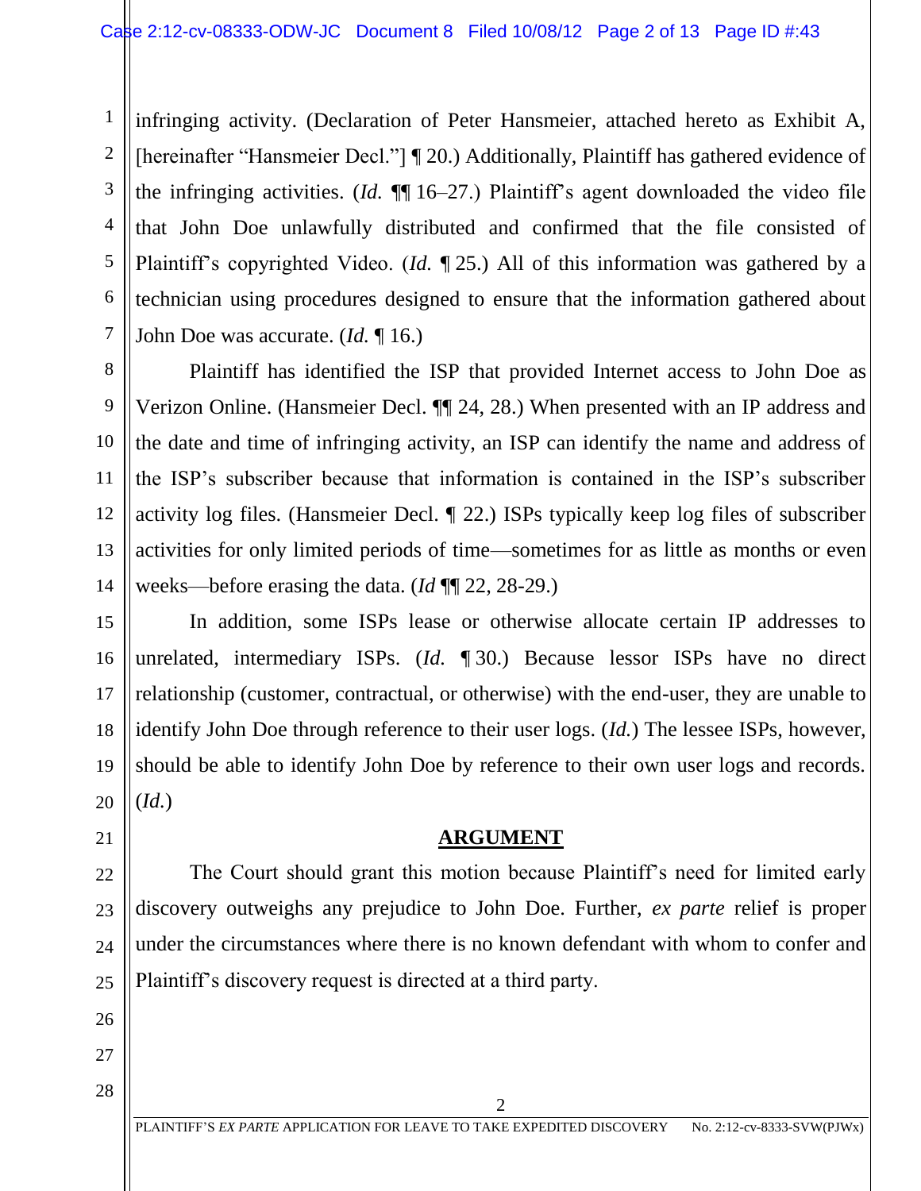infringing activity. (Declaration of Peter Hansmeier, attached hereto as Exhibit A, [hereinafter "Hansmeier Decl."] ¶ 20.) Additionally, Plaintiff has gathered evidence of the infringing activities. (*Id.* ¶¶ 16–27.) Plaintiff's agent downloaded the video file that John Doe unlawfully distributed and confirmed that the file consisted of Plaintiff's copyrighted Video. (*Id.* ¶ 25.) All of this information was gathered by a technician using procedures designed to ensure that the information gathered about John Doe was accurate. (*Id.* ¶ 16.)

Plaintiff has identified the ISP that provided Internet access to John Doe as Verizon Online. (Hansmeier Decl. ¶¶ 24, 28.) When presented with an IP address and the date and time of infringing activity, an ISP can identify the name and address of the ISP's subscriber because that information is contained in the ISP's subscriber activity log files. (Hansmeier Decl. ¶ 22.) ISPs typically keep log files of subscriber activities for only limited periods of time—sometimes for as little as months or even weeks—before erasing the data. (*Id* ¶¶ 22, 28-29.)

In addition, some ISPs lease or otherwise allocate certain IP addresses to unrelated, intermediary ISPs. (*Id.* ¶ 30.) Because lessor ISPs have no direct relationship (customer, contractual, or otherwise) with the end-user, they are unable to identify John Doe through reference to their user logs. (*Id.*) The lessee ISPs, however, should be able to identify John Doe by reference to their own user logs and records. (*Id.*)

## ARGUMENT

The Court should grant this motion because Plaintiff's need for limited early discovery outweighs any prejudice to John Doe. Further, *ex parte* relief is proper under the circumstances where there is no known defendant with whom to confer and Plaintiff's discovery request is directed at a third party.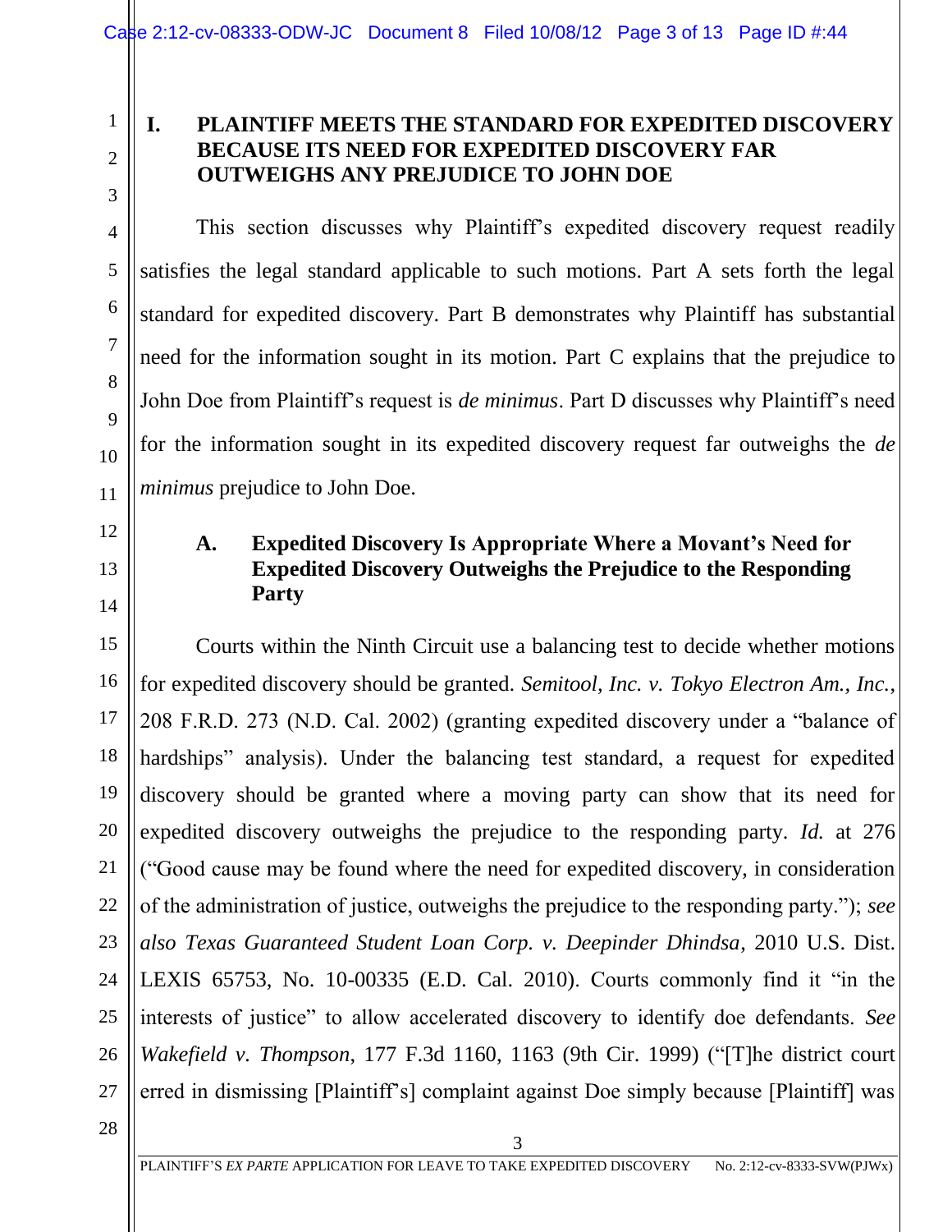## I. PLAINTIFF MEETS THE STANDARD FOR EXPEDITED DISCOVERY BECAUSE ITS NEED FOR EXPEDITED DISCOVERY FAR OUTWEIGHS ANY PREJUDICE TO JOHN DOE

This section discusses why Plaintiff's expedited discovery request readily satisfies the legal standard applicable to such motions. Part A sets forth the legal standard for expedited discovery. Part B demonstrates why Plaintiff has substantial need for the information sought in its motion. Part C explains that the prejudice to John Doe from Plaintiff's request is *de minimus*. Part D discusses why Plaintiff's need for the information sought in its expedited discovery request far outweighs the *de minimus* prejudice to John Doe.

### A. Expedited Discovery Is Appropriate Where a Movant's Need for Expedited Discovery Outweighs the Prejudice to the Responding Party

Courts within the Ninth Circuit use a balancing test to decide whether motions for expedited discovery should be granted. *Semitool, Inc. v. Tokyo Electron Am., Inc.*, 208 F.R.D. 273 (N.D. Cal. 2002) (granting expedited discovery under a "balance of hardships" analysis). Under the balancing test standard, a request for expedited discovery should be granted where a moving party can show that its need for expedited discovery outweighs the prejudice to the responding party. *Id.* at 276 ("Good cause may be found where the need for expedited discovery, in consideration of the administration of justice, outweighs the prejudice to the responding party."); *see also Texas Guaranteed Student Loan Corp. v. Deepinder Dhindsa*, 2010 U.S. Dist. LEXIS 65753, No. 10-00335 (E.D. Cal. 2010). Courts commonly find it "in the interests of justice" to allow accelerated discovery to identify doe defendants. *See Wakefield v. Thompson*, 177 F.3d 1160, 1163 (9th Cir. 1999) ("[T]he district court erred in dismissing [Plaintiff's] complaint against Doe simply because [Plaintiff] was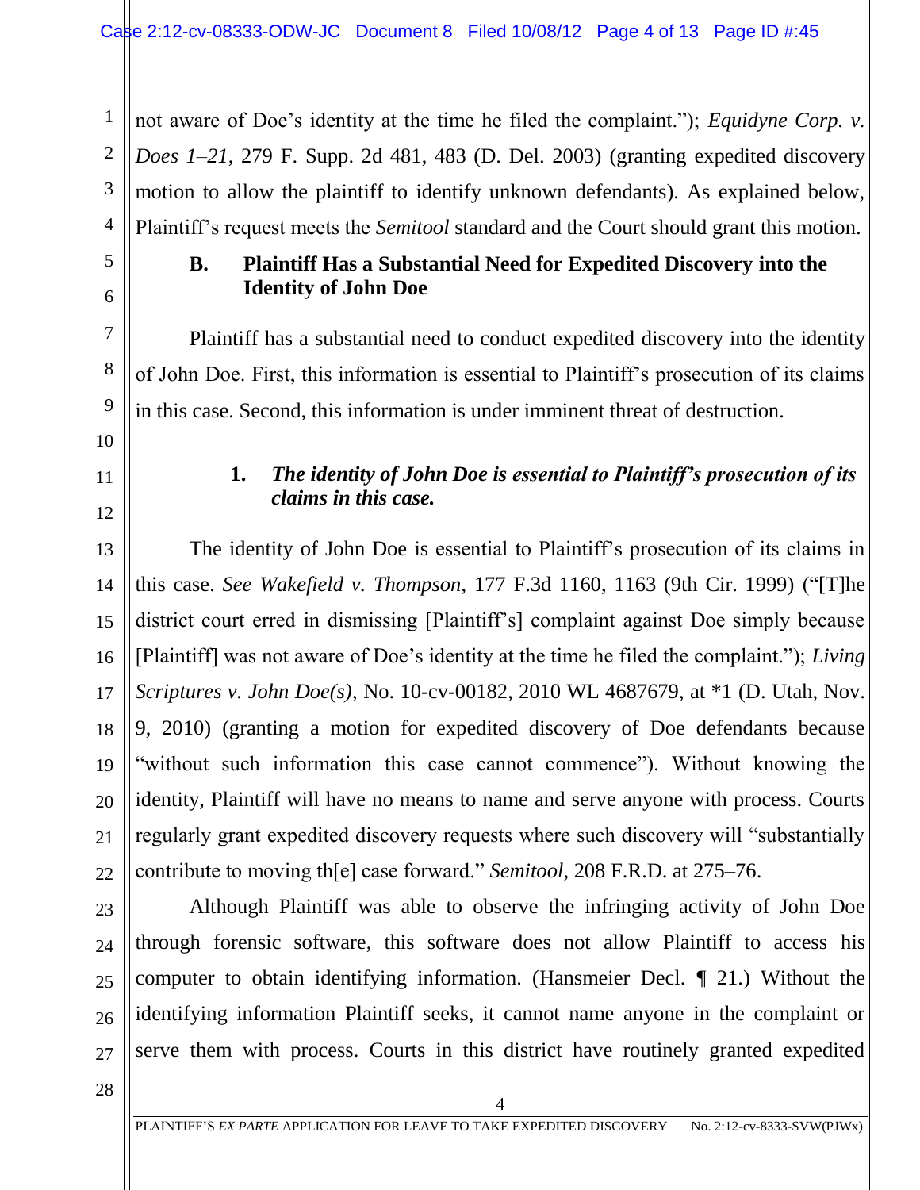not aware of Doe's identity at the time he filed the complaint."); *Equidyne Corp. v. Does 1–21*, 279 F. Supp. 2d 481, 483 (D. Del. 2003) (granting expedited discovery motion to allow the plaintiff to identify unknown defendants). As explained below, Plaintiff's request meets the *Semitool* standard and the Court should grant this motion.

### B. Plaintiff Has a Substantial Need for Expedited Discovery into the Identity of John Doe

Plaintiff has a substantial need to conduct expedited discovery into the identity of John Doe. First, this information is essential to Plaintiff's prosecution of its claims in this case. Second, this information is under imminent threat of destruction.

#### 1. *The identity of John Doe is essential to Plaintiff's prosecution of its claims in this case.*

The identity of John Doe is essential to Plaintiff's prosecution of its claims in this case. *See Wakefield v. Thompson*, 177 F.3d 1160, 1163 (9th Cir. 1999) ("[T]he district court erred in dismissing [Plaintiff's] complaint against Doe simply because [Plaintiff] was not aware of Doe's identity at the time he filed the complaint."); *Living Scriptures v. John Doe(s)*, No. 10-cv-00182, 2010 WL 4687679, at *1 (D. Utah, Nov. 9, 2010) (granting a motion for expedited discovery of Doe defendants because "without such information this case cannot commence"). Without knowing the identity, Plaintiff will have no means to name and serve anyone with process. Courts regularly grant expedited discovery requests where such discovery will "substantially contribute to moving th[e] case forward." *Semitool*, 208 F.R.D. at 275–76.

Although Plaintiff was able to observe the infringing activity of John Doe through forensic software, this software does not allow Plaintiff to access his computer to obtain identifying information. (Hansmeier Decl. ¶ 21.) Without the identifying information Plaintiff seeks, it cannot name anyone in the complaint or serve them with process. Courts in this district have routinely granted expedited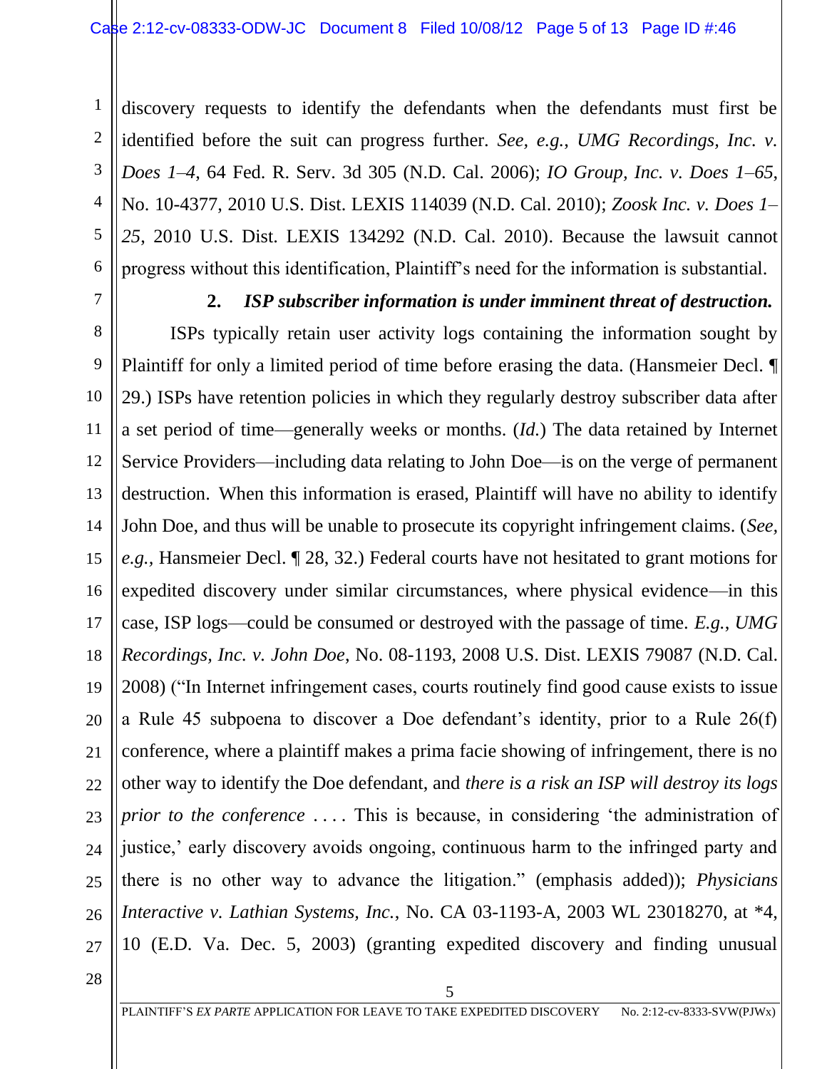discovery requests to identify the defendants when the defendants must first be identified before the suit can progress further. *See, e.g.*, *UMG Recordings, Inc. v. Does 1–4*, 64 Fed. R. Serv. 3d 305 (N.D. Cal. 2006); *IO Group, Inc. v. Does 1–65*, No. 10-4377, 2010 U.S. Dist. LEXIS 114039 (N.D. Cal. 2010); *Zoosk Inc. v. Does 1–25*, 2010 U.S. Dist. LEXIS 134292 (N.D. Cal. 2010). Because the lawsuit cannot progress without this identification, Plaintiff's need for the information is substantial.

**2. *ISP subscriber information is under imminent threat of destruction.***

ISPs typically retain user activity logs containing the information sought by Plaintiff for only a limited period of time before erasing the data. (Hansmeier Decl. ¶ 29.) ISPs have retention policies in which they regularly destroy subscriber data after a set period of time—generally weeks or months. (*Id.*) The data retained by Internet Service Providers—including data relating to John Doe—is on the verge of permanent destruction. When this information is erased, Plaintiff will have no ability to identify John Doe, and thus will be unable to prosecute its copyright infringement claims. (*See, e.g.*, Hansmeier Decl. ¶ 28, 32.) Federal courts have not hesitated to grant motions for expedited discovery under similar circumstances, where physical evidence—in this case, ISP logs—could be consumed or destroyed with the passage of time. *E.g.*, *UMG Recordings, Inc. v. John Doe*, No. 08-1193, 2008 U.S. Dist. LEXIS 79087 (N.D. Cal. 2008) ("In Internet infringement cases, courts routinely find good cause exists to issue a Rule 45 subpoena to discover a Doe defendant's identity, prior to a Rule 26(f) conference, where a plaintiff makes a prima facie showing of infringement, there is no other way to identify the Doe defendant, and *there is a risk an ISP will destroy its logs prior to the conference* . . . . This is because, in considering 'the administration of justice,' early discovery avoids ongoing, continuous harm to the infringed party and there is no other way to advance the litigation." (emphasis added)); *Physicians Interactive v. Lathian Systems, Inc.*, No. CA 03-1193-A, 2003 WL 23018270, at \*4, 10 (E.D. Va. Dec. 5, 2003) (granting expedited discovery and finding unusual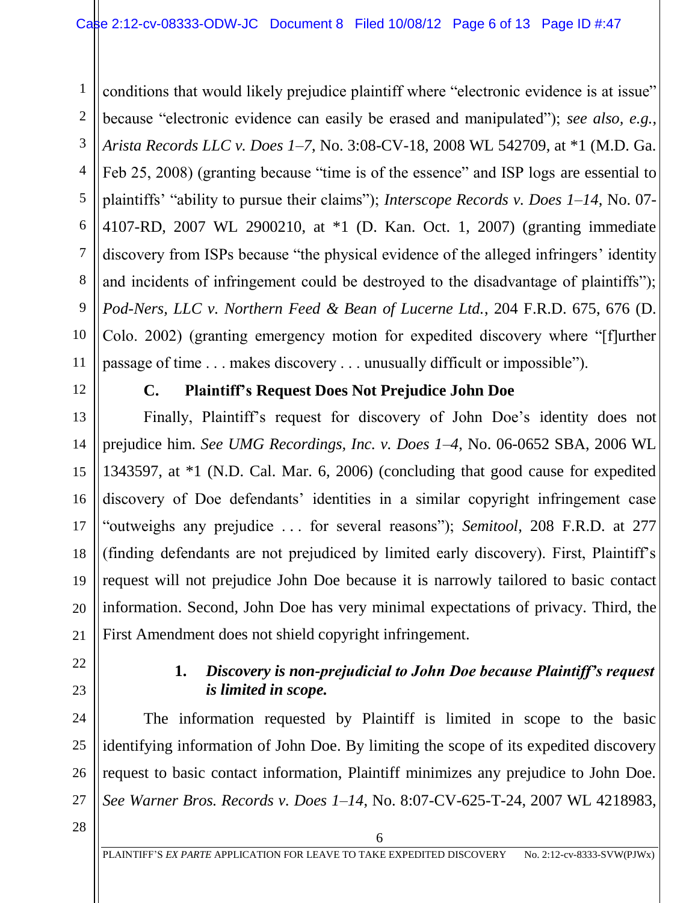conditions that would likely prejudice plaintiff where "electronic evidence is at issue" because "electronic evidence can easily be erased and manipulated"); *see also, e.g.*, *Arista Records LLC v. Does 1–7*, No. 3:08-CV-18, 2008 WL 542709, at *1 (M.D. Ga. Feb 25, 2008) (granting because "time is of the essence" and ISP logs are essential to plaintiffs' "ability to pursue their claims"); *Interscope Records v. Does 1–14*, No. 07-4107-RD, 2007 WL 2900210, at *1 (D. Kan. Oct. 1, 2007) (granting immediate discovery from ISPs because "the physical evidence of the alleged infringers' identity and incidents of infringement could be destroyed to the disadvantage of plaintiffs"); *Pod-Ners, LLC v. Northern Feed & Bean of Lucerne Ltd.*, 204 F.R.D. 675, 676 (D. Colo. 2002) (granting emergency motion for expedited discovery where "[f]urther passage of time . . . makes discovery . . . unusually difficult or impossible").

### C. Plaintiff's Request Does Not Prejudice John Doe

Finally, Plaintiff's request for discovery of John Doe's identity does not prejudice him. *See UMG Recordings, Inc. v. Does 1–4,* No. 06-0652 SBA, 2006 WL 1343597, at *1 (N.D. Cal. Mar. 6, 2006) (concluding that good cause for expedited discovery of Doe defendants' identities in a similar copyright infringement case "outweighs any prejudice . . . for several reasons"); *Semitool,* 208 F.R.D. at 277 (finding defendants are not prejudiced by limited early discovery). First, Plaintiff's request will not prejudice John Doe because it is narrowly tailored to basic contact information. Second, John Doe has very minimal expectations of privacy. Third, the First Amendment does not shield copyright infringement.

#### 1. *Discovery is non-prejudicial to John Doe because Plaintiff's request is limited in scope.*

The information requested by Plaintiff is limited in scope to the basic identifying information of John Doe. By limiting the scope of its expedited discovery request to basic contact information, Plaintiff minimizes any prejudice to John Doe. *See Warner Bros. Records v. Does 1–14*, No. 8:07-CV-625-T-24, 2007 WL 4218983,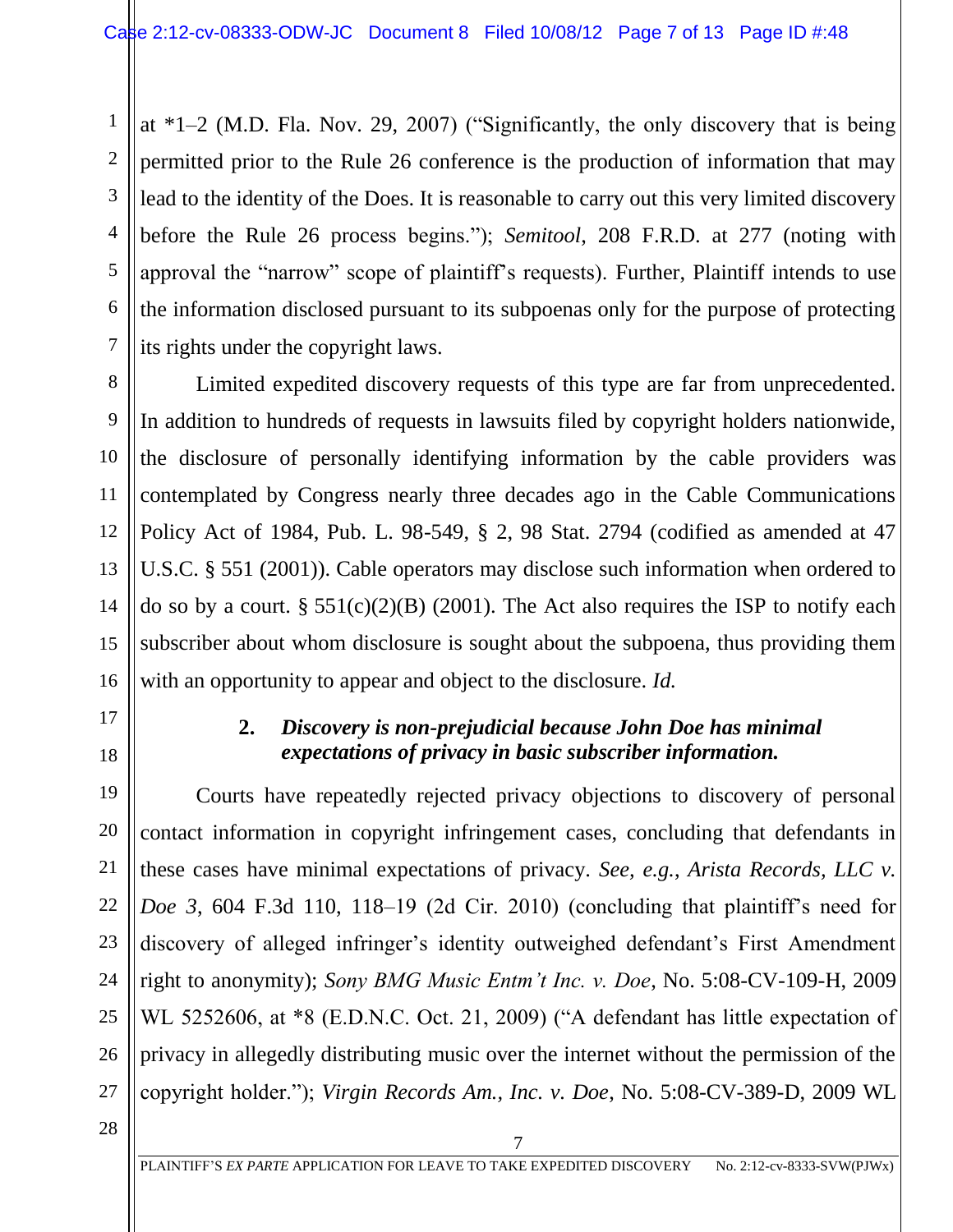at *1–2 (M.D. Fla. Nov. 29, 2007) ("Significantly, the only discovery that is being permitted prior to the Rule 26 conference is the production of information that may lead to the identity of the Does. It is reasonable to carry out this very limited discovery before the Rule 26 process begins."); *Semitool*, 208 F.R.D. at 277 (noting with approval the "narrow" scope of plaintiff's requests). Further, Plaintiff intends to use the information disclosed pursuant to its subpoenas only for the purpose of protecting its rights under the copyright laws.

Limited expedited discovery requests of this type are far from unprecedented. In addition to hundreds of requests in lawsuits filed by copyright holders nationwide, the disclosure of personally identifying information by the cable providers was contemplated by Congress nearly three decades ago in the Cable Communications Policy Act of 1984, Pub. L. 98-549, § 2, 98 Stat. 2794 (codified as amended at 47 U.S.C. § 551 (2001)). Cable operators may disclose such information when ordered to do so by a court. § 551(c)(2)(B) (2001). The Act also requires the ISP to notify each subscriber about whom disclosure is sought about the subpoena, thus providing them with an opportunity to appear and object to the disclosure. *Id.*

### 2. *Discovery is non-prejudicial because John Doe has minimal expectations of privacy in basic subscriber information.*

Courts have repeatedly rejected privacy objections to discovery of personal contact information in copyright infringement cases, concluding that defendants in these cases have minimal expectations of privacy. *See, e.g.*, *Arista Records, LLC v. Doe 3*, 604 F.3d 110, 118–19 (2d Cir. 2010) (concluding that plaintiff's need for discovery of alleged infringer's identity outweighed defendant's First Amendment right to anonymity); *Sony BMG Music Entm't Inc. v. Doe*, No. 5:08-CV-109-H, 2009 WL 5252606, at *8 (E.D.N.C. Oct. 21, 2009) ("A defendant has little expectation of privacy in allegedly distributing music over the internet without the permission of the copyright holder."); *Virgin Records Am., Inc. v. Doe*, No. 5:08-CV-389-D, 2009 WL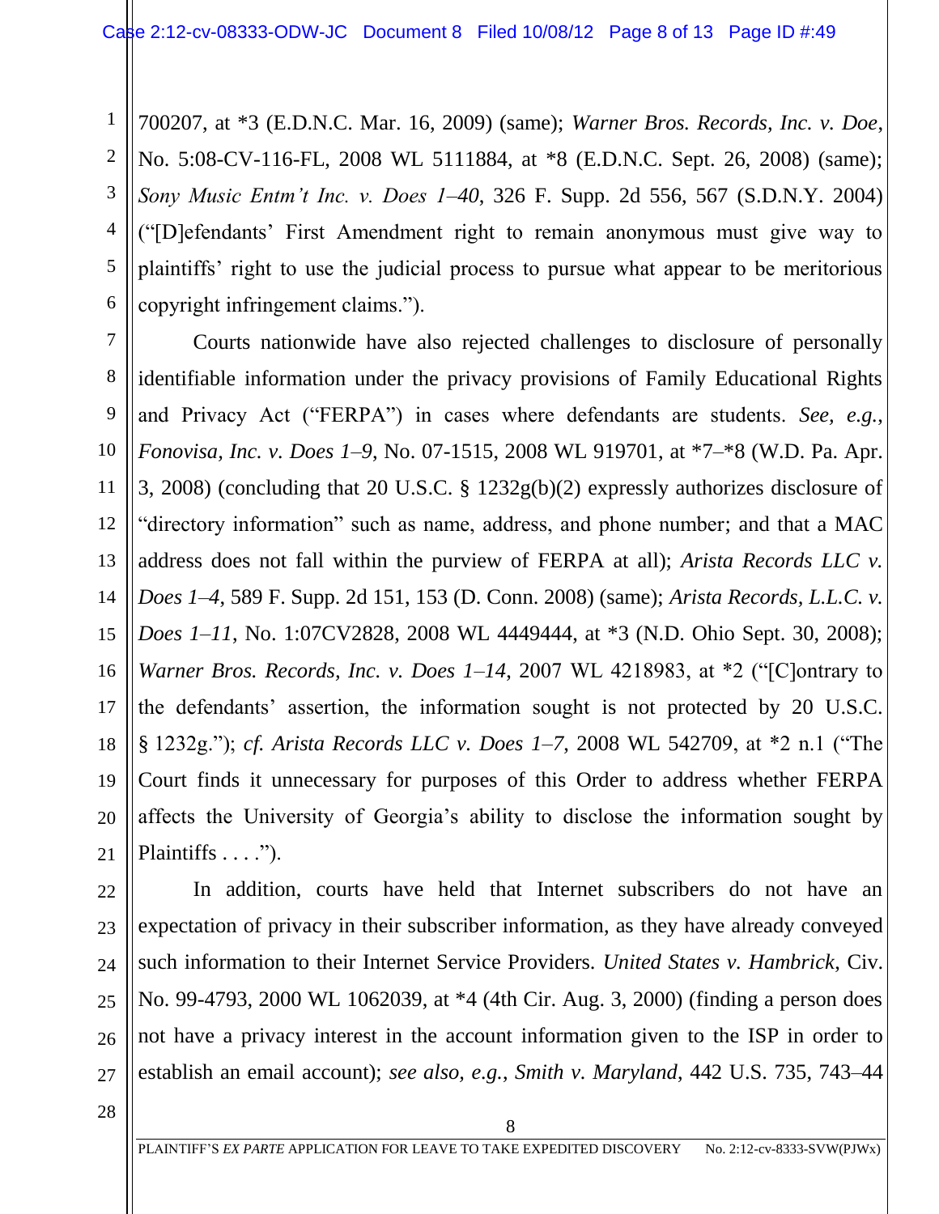700207, at *3 (E.D.N.C. Mar. 16, 2009) (same); *Warner Bros. Records, Inc. v. Doe*, No. 5:08-CV-116-FL, 2008 WL 5111884, at *8 (E.D.N.C. Sept. 26, 2008) (same); *Sony Music Entm't Inc. v. Does 1–40*, 326 F. Supp. 2d 556, 567 (S.D.N.Y. 2004) ("[D]efendants' First Amendment right to remain anonymous must give way to plaintiffs' right to use the judicial process to pursue what appear to be meritorious copyright infringement claims.").

Courts nationwide have also rejected challenges to disclosure of personally identifiable information under the privacy provisions of Family Educational Rights and Privacy Act ("FERPA") in cases where defendants are students. *See, e.g.*, *Fonovisa, Inc. v. Does 1–9*, No. 07-1515, 2008 WL 919701, at *7–*8 (W.D. Pa. Apr. 3, 2008) (concluding that 20 U.S.C. § 1232g(b)(2) expressly authorizes disclosure of "directory information" such as name, address, and phone number; and that a MAC address does not fall within the purview of FERPA at all); *Arista Records LLC v. Does 1–4*, 589 F. Supp. 2d 151, 153 (D. Conn. 2008) (same); *Arista Records, L.L.C. v. Does 1–11*, No. 1:07CV2828, 2008 WL 4449444, at *3 (N.D. Ohio Sept. 30, 2008); *Warner Bros. Records, Inc. v. Does 1–14*, 2007 WL 4218983, at *2 ("[C]ontrary to the defendants' assertion, the information sought is not protected by 20 U.S.C. § 1232g."); *cf. Arista Records LLC v. Does 1–7*, 2008 WL 542709, at *2 n.1 ("The Court finds it unnecessary for purposes of this Order to address whether FERPA affects the University of Georgia's ability to disclose the information sought by Plaintiffs . . . .").

In addition, courts have held that Internet subscribers do not have an expectation of privacy in their subscriber information, as they have already conveyed such information to their Internet Service Providers. *United States v. Hambrick*, Civ. No. 99-4793, 2000 WL 1062039, at *4 (4th Cir. Aug. 3, 2000) (finding a person does not have a privacy interest in the account information given to the ISP in order to establish an email account); *see also, e.g.*, *Smith v. Maryland*, 442 U.S. 735, 743–44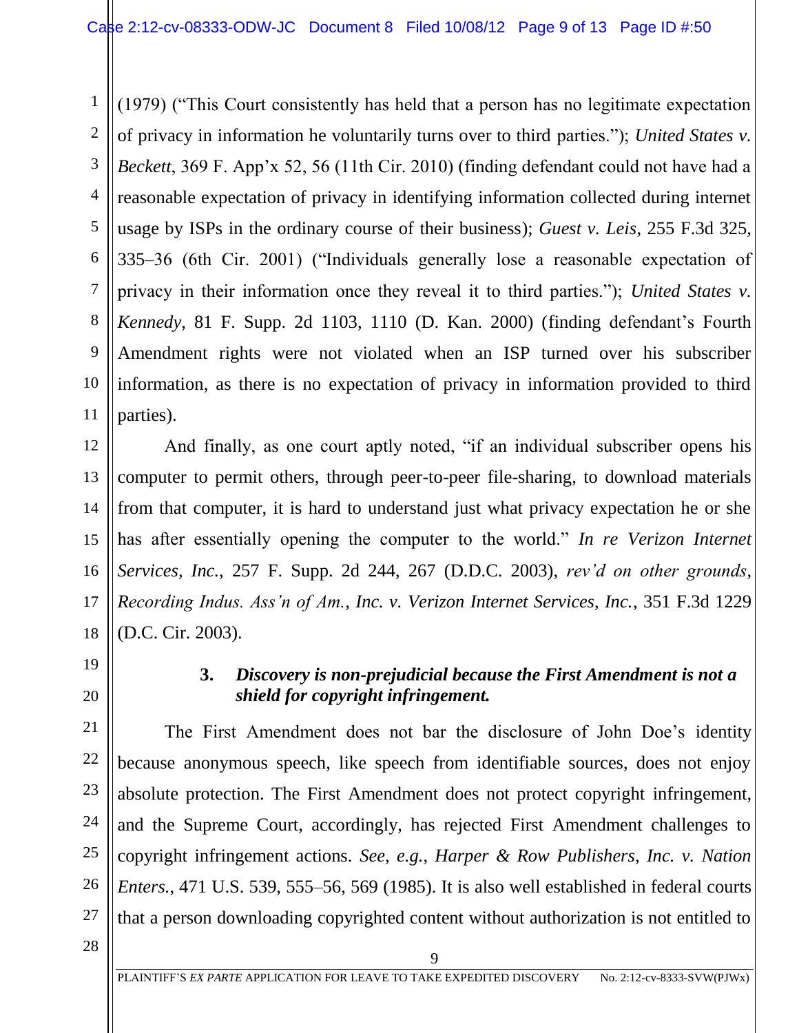(1979) ("This Court consistently has held that a person has no legitimate expectation of privacy in information he voluntarily turns over to third parties."); *United States v. Beckett*, 369 F. App'x 52, 56 (11th Cir. 2010) (finding defendant could not have had a reasonable expectation of privacy in identifying information collected during internet usage by ISPs in the ordinary course of their business); *Guest v. Leis*, 255 F.3d 325, 335–36 (6th Cir. 2001) ("Individuals generally lose a reasonable expectation of privacy in their information once they reveal it to third parties."); *United States v. Kennedy*, 81 F. Supp. 2d 1103, 1110 (D. Kan. 2000) (finding defendant's Fourth Amendment rights were not violated when an ISP turned over his subscriber information, as there is no expectation of privacy in information provided to third parties).

And finally, as one court aptly noted, "if an individual subscriber opens his computer to permit others, through peer-to-peer file-sharing, to download materials from that computer, it is hard to understand just what privacy expectation he or she has after essentially opening the computer to the world." *In re Verizon Internet Services, Inc.*, 257 F. Supp. 2d 244, 267 (D.D.C. 2003), *rev'd on other grounds*, *Recording Indus. Ass'n of Am., Inc. v. Verizon Internet Services, Inc.*, 351 F.3d 1229 (D.C. Cir. 2003).

### 3. *Discovery is non-prejudicial because the First Amendment is not a shield for copyright infringement.*

The First Amendment does not bar the disclosure of John Doe's identity because anonymous speech, like speech from identifiable sources, does not enjoy absolute protection. The First Amendment does not protect copyright infringement, and the Supreme Court, accordingly, has rejected First Amendment challenges to copyright infringement actions. *See, e.g.*, *Harper & Row Publishers, Inc. v. Nation Enters.*, 471 U.S. 539, 555–56, 569 (1985). It is also well established in federal courts that a person downloading copyrighted content without authorization is not entitled to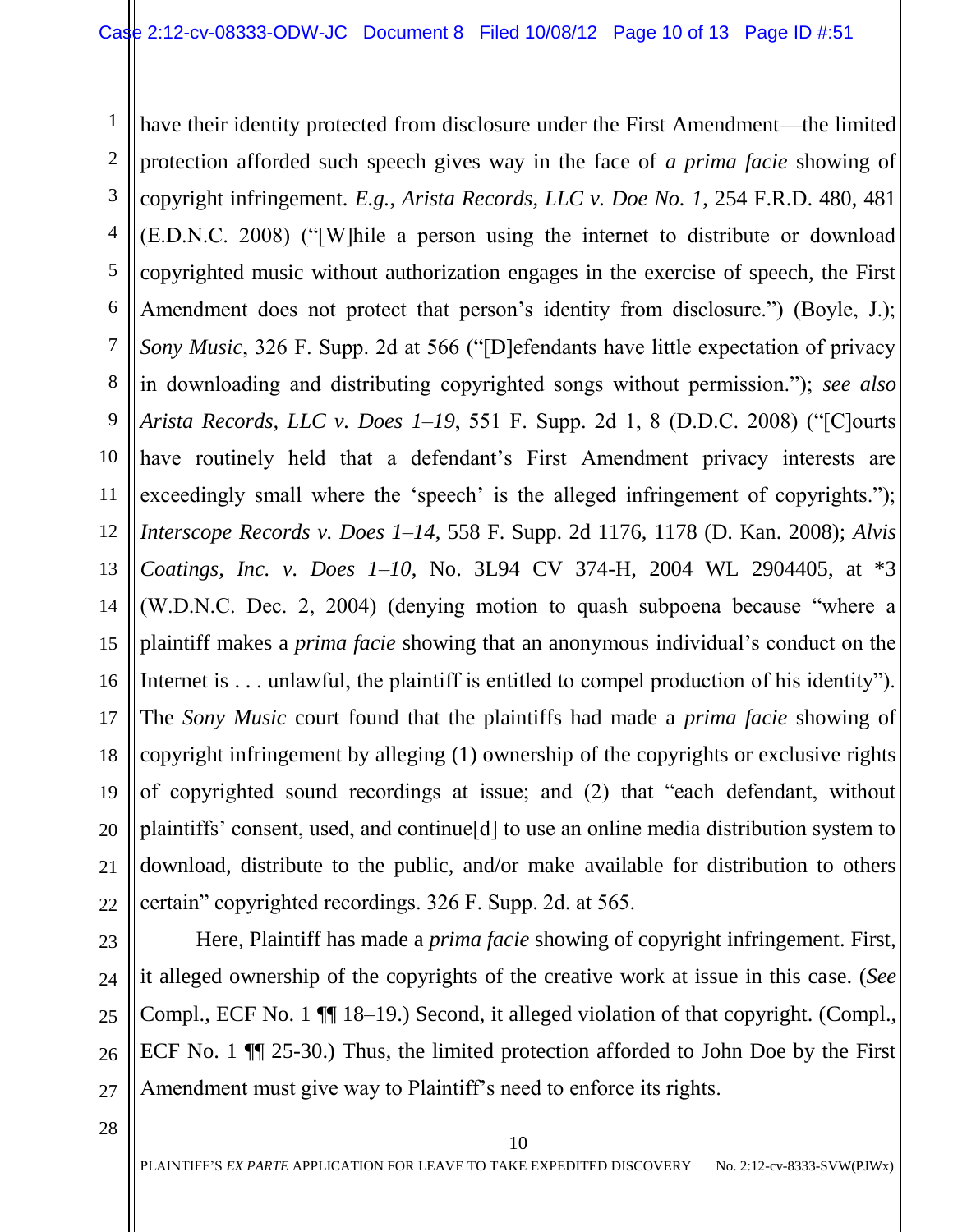have their identity protected from disclosure under the First Amendment—the limited protection afforded such speech gives way in the face of *a prima facie* showing of copyright infringement. *E.g.*, *Arista Records, LLC v. Doe No. 1*, 254 F.R.D. 480, 481 (E.D.N.C. 2008) ("[W]hile a person using the internet to distribute or download copyrighted music without authorization engages in the exercise of speech, the First Amendment does not protect that person's identity from disclosure.") (Boyle, J.); *Sony Music*, 326 F. Supp. 2d at 566 ("[D]efendants have little expectation of privacy in downloading and distributing copyrighted songs without permission."); *see also Arista Records, LLC v. Does 1–19*, 551 F. Supp. 2d 1, 8 (D.D.C. 2008) ("[C]ourts have routinely held that a defendant's First Amendment privacy interests are exceedingly small where the 'speech' is the alleged infringement of copyrights."); *Interscope Records v. Does 1–14*, 558 F. Supp. 2d 1176, 1178 (D. Kan. 2008); *Alvis Coatings, Inc. v. Does 1–10*, No. 3L94 CV 374-H, 2004 WL 2904405, at *3 (W.D.N.C. Dec. 2, 2004) (denying motion to quash subpoena because "where a plaintiff makes a *prima facie* showing that an anonymous individual's conduct on the Internet is . . . unlawful, the plaintiff is entitled to compel production of his identity"). The *Sony Music* court found that the plaintiffs had made a *prima facie* showing of copyright infringement by alleging (1) ownership of the copyrights or exclusive rights of copyrighted sound recordings at issue; and (2) that "each defendant, without plaintiffs' consent, used, and continue[d] to use an online media distribution system to download, distribute to the public, and/or make available for distribution to others certain" copyrighted recordings. 326 F. Supp. 2d. at 565.

Here, Plaintiff has made a *prima facie* showing of copyright infringement. First, it alleged ownership of the copyrights of the creative work at issue in this case. (*See* Compl., ECF No. 1 ¶¶ 18–19.) Second, it alleged violation of that copyright. (Compl., ECF No. 1 ¶¶ 25-30.) Thus, the limited protection afforded to John Doe by the First Amendment must give way to Plaintiff's need to enforce its rights.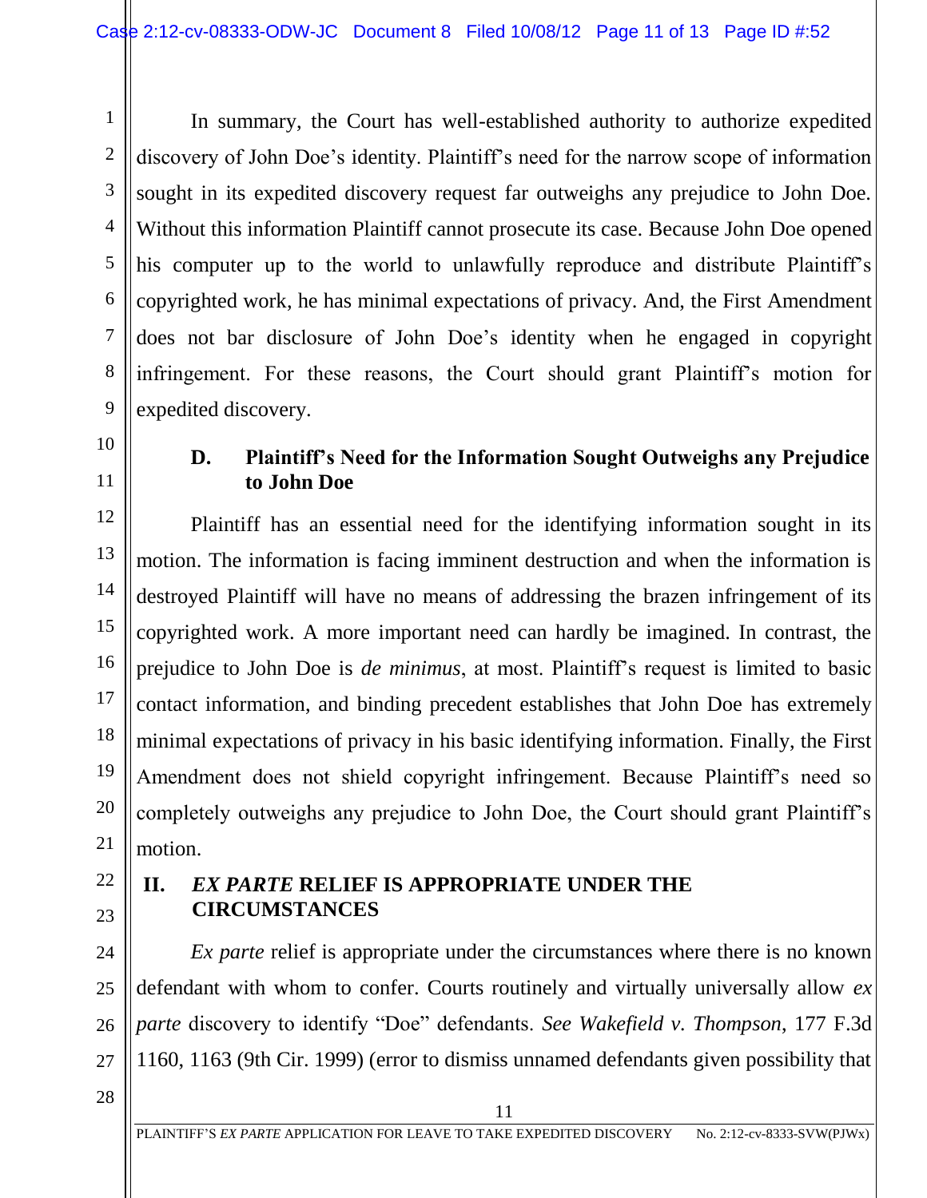In summary, the Court has well-established authority to authorize expedited discovery of John Doe's identity. Plaintiff's need for the narrow scope of information sought in its expedited discovery request far outweighs any prejudice to John Doe. Without this information Plaintiff cannot prosecute its case. Because John Doe opened his computer up to the world to unlawfully reproduce and distribute Plaintiff's copyrighted work, he has minimal expectations of privacy. And, the First Amendment does not bar disclosure of John Doe's identity when he engaged in copyright infringement. For these reasons, the Court should grant Plaintiff's motion for expedited discovery.

### D. Plaintiff's Need for the Information Sought Outweighs any Prejudice to John Doe

Plaintiff has an essential need for the identifying information sought in its motion. The information is facing imminent destruction and when the information is destroyed Plaintiff will have no means of addressing the brazen infringement of its copyrighted work. A more important need can hardly be imagined. In contrast, the prejudice to John Doe is *de minimus*, at most. Plaintiff's request is limited to basic contact information, and binding precedent establishes that John Doe has extremely minimal expectations of privacy in his basic identifying information. Finally, the First Amendment does not shield copyright infringement. Because Plaintiff's need so completely outweighs any prejudice to John Doe, the Court should grant Plaintiff's motion.

## II. *EX PARTE* RELIEF IS APPROPRIATE UNDER THE CIRCUMSTANCES

*Ex parte* relief is appropriate under the circumstances where there is no known defendant with whom to confer. Courts routinely and virtually universally allow *ex parte* discovery to identify "Doe" defendants. *See Wakefield v. Thompson*, 177 F.3d 1160, 1163 (9th Cir. 1999) (error to dismiss unnamed defendants given possibility that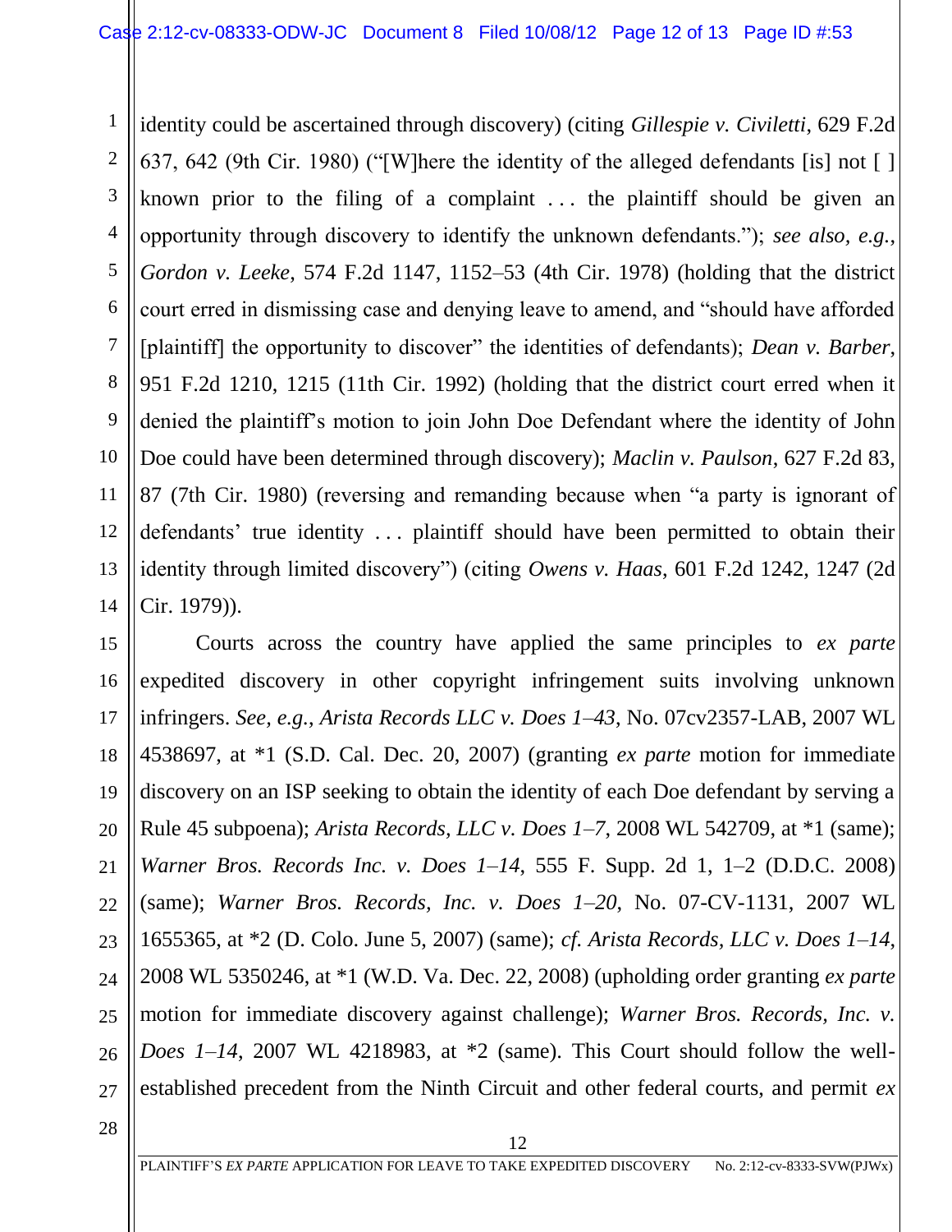identity could be ascertained through discovery) (citing *Gillespie v. Civiletti*, 629 F.2d 637, 642 (9th Cir. 1980) ("[W]here the identity of the alleged defendants [is] not [ ] known prior to the filing of a complaint . . . the plaintiff should be given an opportunity through discovery to identify the unknown defendants."); *see also, e.g.*, *Gordon v. Leeke*, 574 F.2d 1147, 1152–53 (4th Cir. 1978) (holding that the district court erred in dismissing case and denying leave to amend, and "should have afforded [plaintiff] the opportunity to discover" the identities of defendants); *Dean v. Barber*, 951 F.2d 1210, 1215 (11th Cir. 1992) (holding that the district court erred when it denied the plaintiff's motion to join John Doe Defendant where the identity of John Doe could have been determined through discovery); *Maclin v. Paulson*, 627 F.2d 83, 87 (7th Cir. 1980) (reversing and remanding because when "a party is ignorant of defendants' true identity . . . plaintiff should have been permitted to obtain their identity through limited discovery") (citing *Owens v. Haas*, 601 F.2d 1242, 1247 (2d Cir. 1979)).

Courts across the country have applied the same principles to *ex parte* expedited discovery in other copyright infringement suits involving unknown infringers. *See, e.g.*, *Arista Records LLC v. Does 1–43*, No. 07cv2357-LAB, 2007 WL 4538697, at *1 (S.D. Cal. Dec. 20, 2007) (granting *ex parte* motion for immediate discovery on an ISP seeking to obtain the identity of each Doe defendant by serving a Rule 45 subpoena); *Arista Records, LLC v. Does 1–7*, 2008 WL 542709, at *1 (same); *Warner Bros. Records Inc. v. Does 1–14*, 555 F. Supp. 2d 1, 1–2 (D.D.C. 2008) (same); *Warner Bros. Records, Inc. v. Does 1–20*, No. 07-CV-1131, 2007 WL 1655365, at *2 (D. Colo. June 5, 2007) (same); *cf. Arista Records, LLC v. Does 1–14*, 2008 WL 5350246, at *1 (W.D. Va. Dec. 22, 2008) (upholding order granting *ex parte* motion for immediate discovery against challenge); *Warner Bros. Records, Inc. v. Does 1–14*, 2007 WL 4218983, at *2 (same). This Court should follow the well-established precedent from the Ninth Circuit and other federal courts, and permit *ex*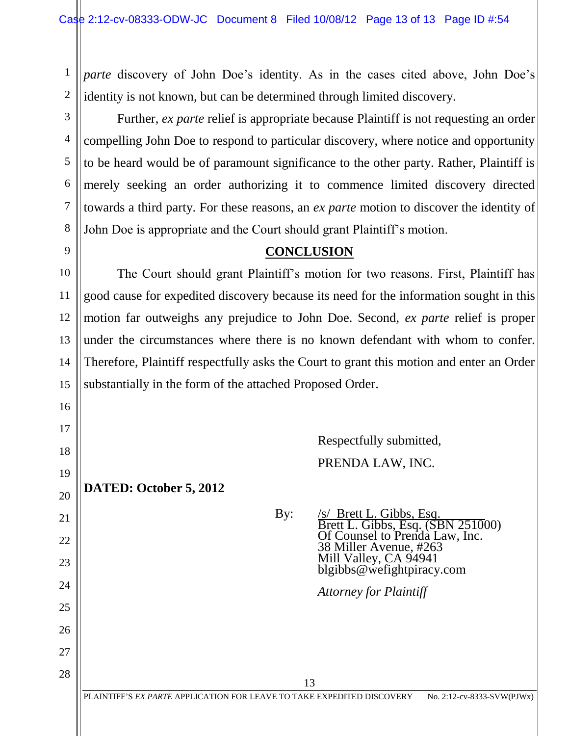*parte* discovery of John Doe's identity. As in the cases cited above, John Doe's identity is not known, but can be determined through limited discovery.

Further, *ex parte* relief is appropriate because Plaintiff is not requesting an order compelling John Doe to respond to particular discovery, where notice and opportunity to be heard would be of paramount significance to the other party. Rather, Plaintiff is merely seeking an order authorizing it to commence limited discovery directed towards a third party. For these reasons, an *ex parte* motion to discover the identity of John Doe is appropriate and the Court should grant Plaintiff's motion.

## CONCLUSION

The Court should grant Plaintiff's motion for two reasons. First, Plaintiff has good cause for expedited discovery because its need for the information sought in this motion far outweighs any prejudice to John Doe. Second, *ex parte* relief is proper under the circumstances where there is no known defendant with whom to confer. Therefore, Plaintiff respectfully asks the Court to grant this motion and enter an Order substantially in the form of the attached Proposed Order.

Respectfully submitted,

PRENDA LAW, INC.

**DATED: October 5, 2012**

By: /s/ Brett L. Gibbs, Esq.
Brett L. Gibbs, Esq. (SBN 251000)
Of Counsel to Prenda Law, Inc.
38 Miller Avenue, #263
Mill Valley, CA 94941
blgibbs@wefightpiracy.com

*Attorney for Plaintiff*